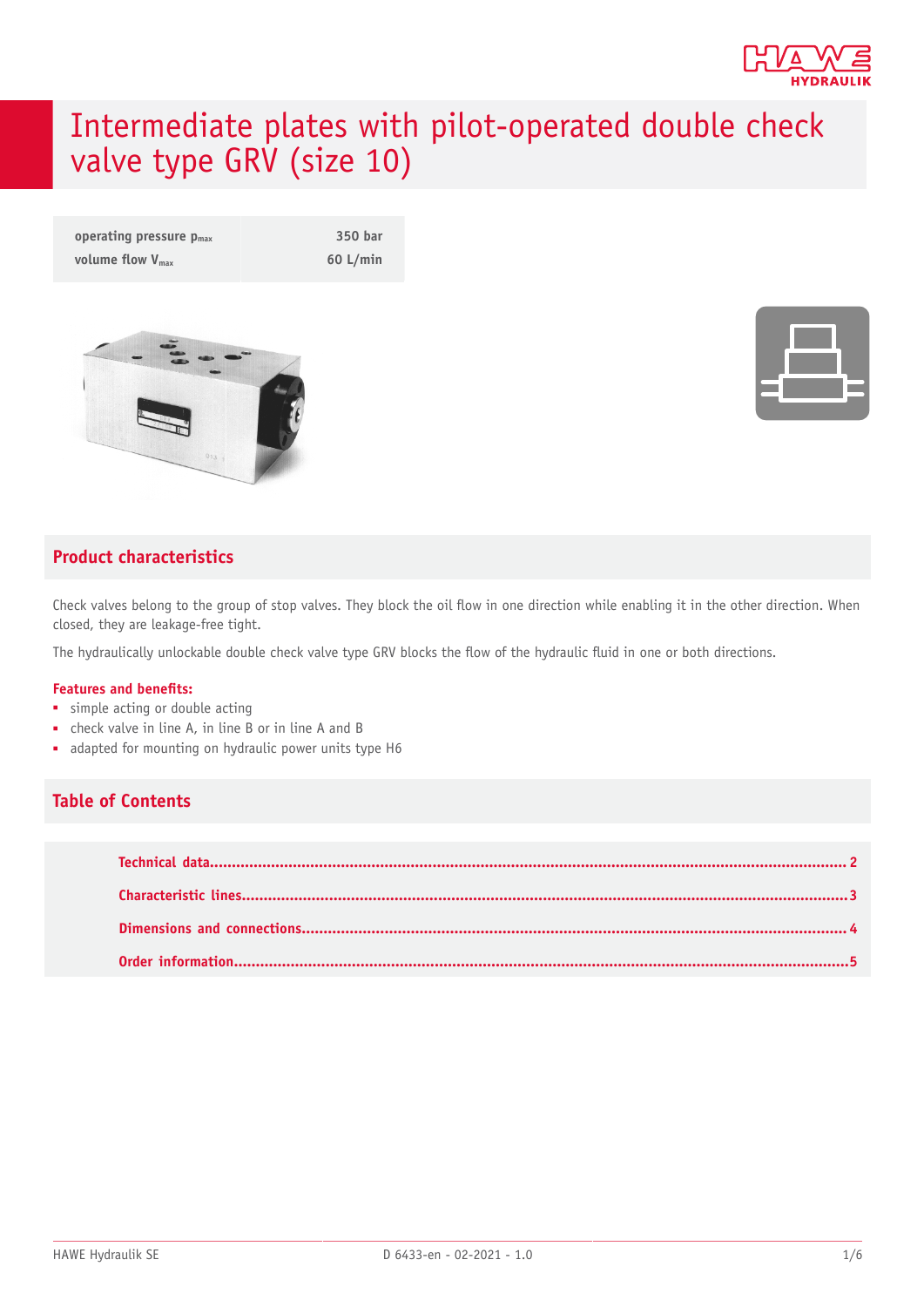# Intermediate plates with pilot-operated double check valve type GRV (size 10)

| | |
|---|---|
| operating pressure $p_{max}$ | 350 bar |
| volume flow $V_{max}$ | 60 L/min |

## Product characteristics

Check valves belong to the group of stop valves. They block the oil flow in one direction while enabling it in the other direction. When closed, they are leakage-free tight.

The hydraulically unlockable double check valve type GRV blocks the flow of the hydraulic fluid in one or both directions.

### Features and benefits:

- simple acting or double acting
- check valve in line A, in line B or in line A and B
- adapted for mounting on hydraulic power units type H6

## Table of Contents

| | |
|---|---|
| Technical data | 2 |
| Characteristic lines | 3 |
| Dimensions and connections | 4 |
| Order information | 5 |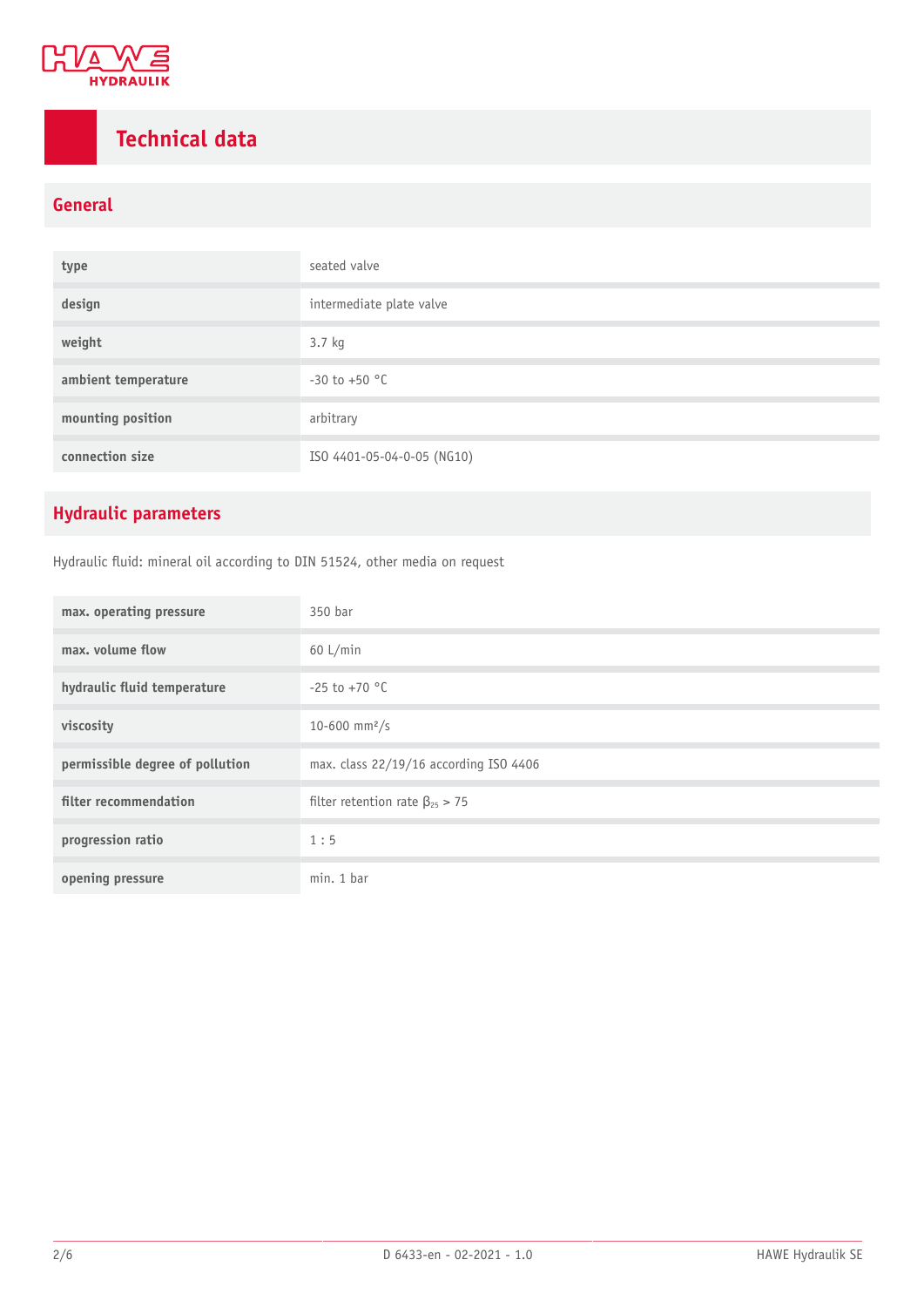# Technical data

## General

| | |
|---|---|
| type | seated valve |
| design | intermediate plate valve |
| weight | 3.7 kg |
| ambient temperature | -30 to +50 °C |
| mounting position | arbitrary |
| connection size | ISO 4401-05-04-0-05 (NG10) |

## Hydraulic parameters

Hydraulic fluid: mineral oil according to DIN 51524, other media on request

| | |
|---|---|
| max. operating pressure | 350 bar |
| max. volume flow | 60 L/min |
| hydraulic fluid temperature | -25 to +70 °C |
| viscosity | 10-600 mm²/s |
| permissible degree of pollution | max. class 22/19/16 according ISO 4406 |
| filter recommendation | filter retention rate $\beta_{25} > 75$ |
| progression ratio | 1 : 5 |
| opening pressure | min. 1 bar |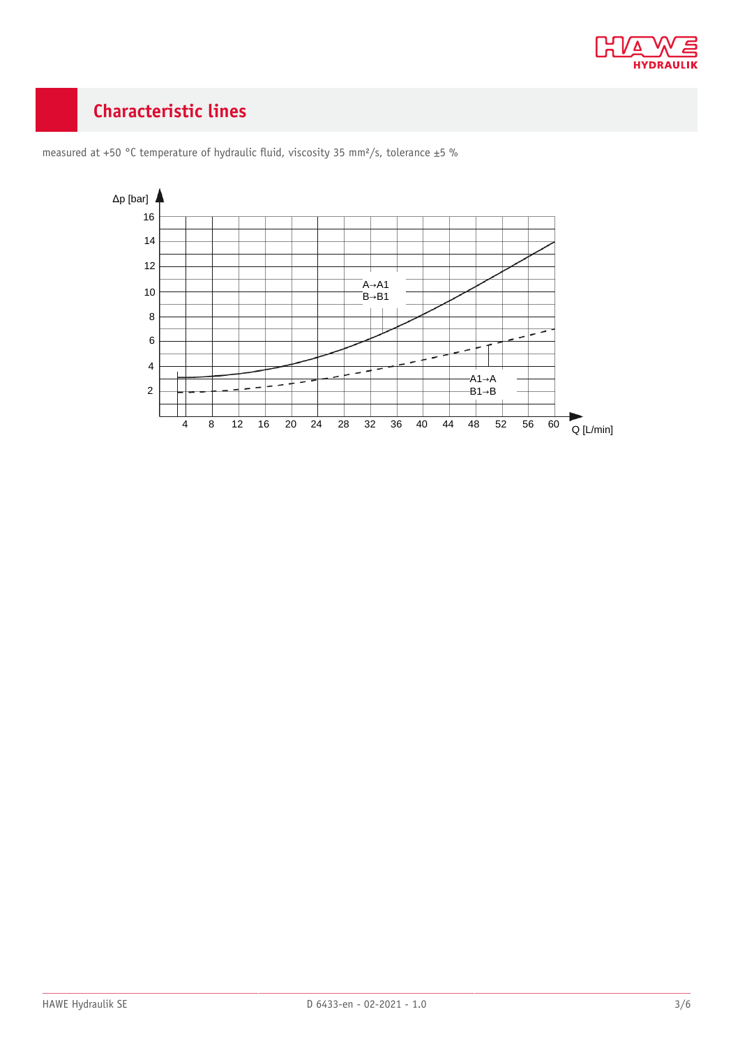## Characteristic lines

measured at +50 °C temperature of hydraulic fluid, viscosity 35 mm²/s, tolerance ±5 %

Δp [bar]

16
14
12
10
8
6
4
2

A→A1
B→B1

A1→A
B1→B

4 8 12 16 20 24 28 32 36 40 44 48 52 56 60 Q [L/min]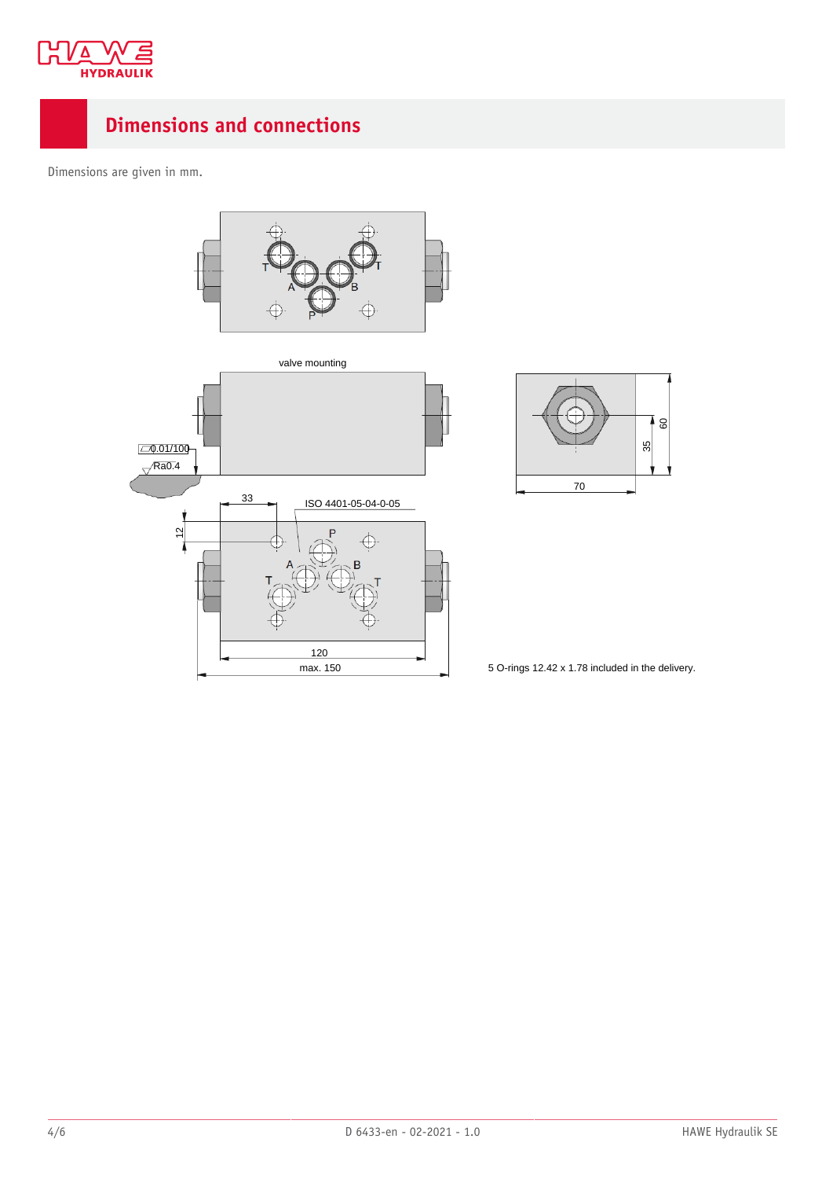## Dimensions and connections

Dimensions are given in mm.

5 O-rings 12.42 x 1.78 included in the delivery.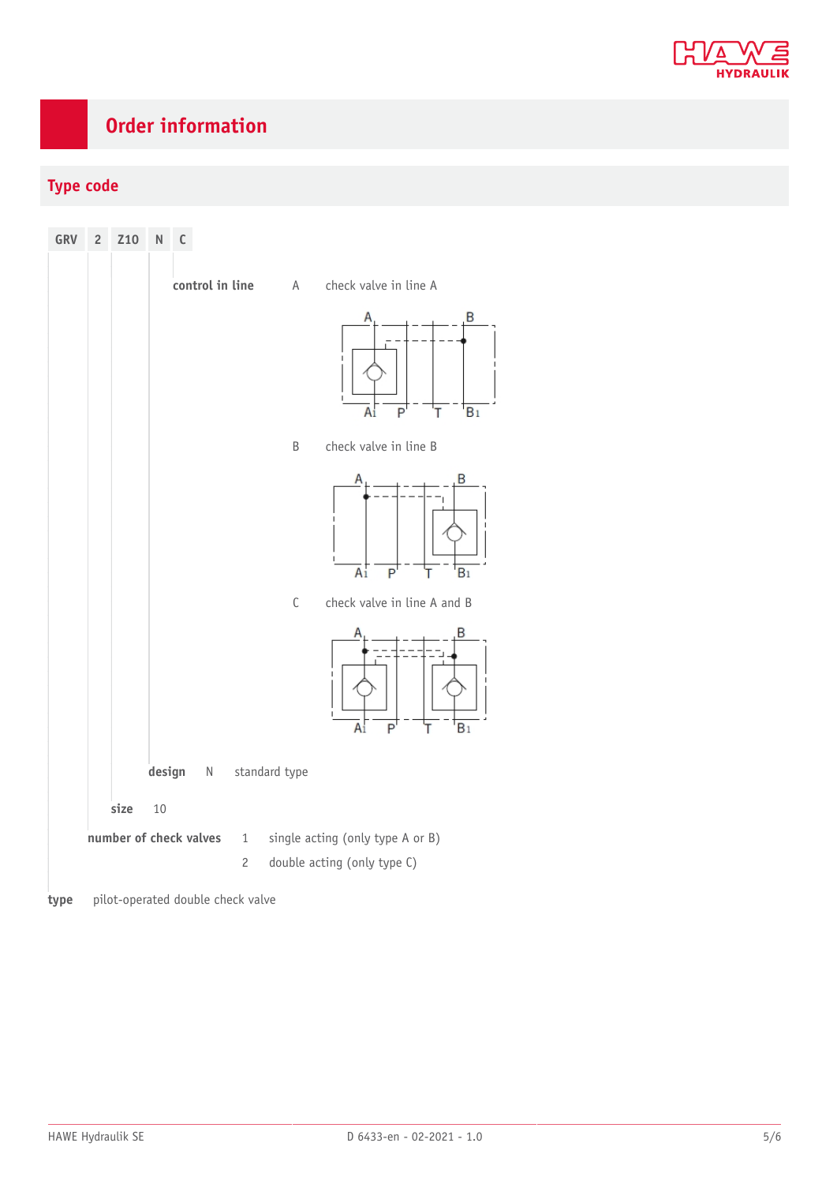# Order information

## Type code

| GRV | 2 | Z10 | N | C |
|---|---|---|---|---|

**control in line**

A — check valve in line A

B — check valve in line B

C — check valve in line A and B

**design**

N — standard type

**size**

10

**number of check valves**

1 — single acting (only type A or B)

2 — double acting (only type C)

**type**

pilot-operated double check valve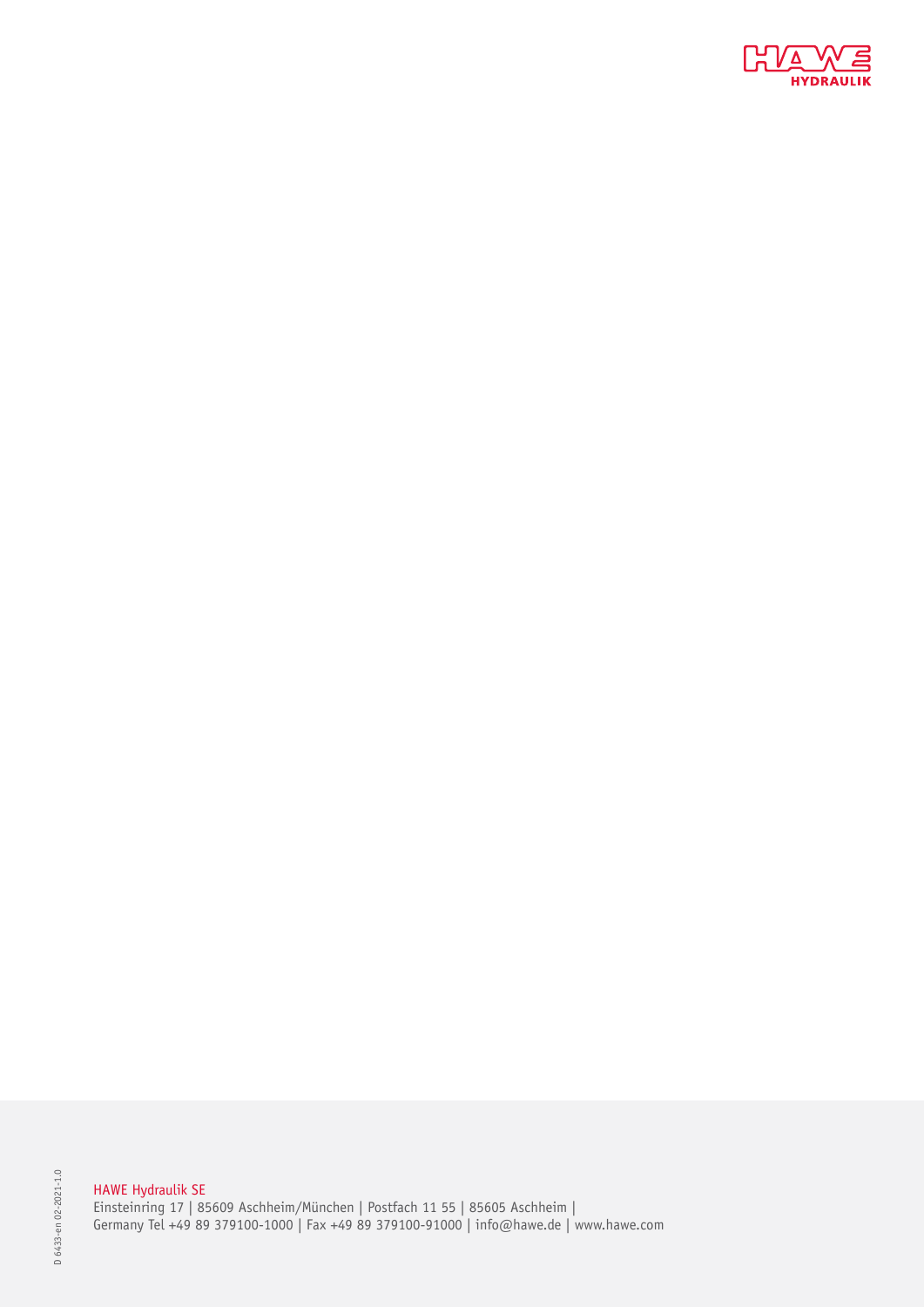HAWE Hydraulik SE

Einsteinring 17 | 85609 Aschheim/München | Postfach 11 55 | 85605 Aschheim | Germany Tel +49 89 379100-1000 | Fax +49 89 379100-91000 | info@hawe.de | www.hawe.com

D 6433-en 02-2021-1.0